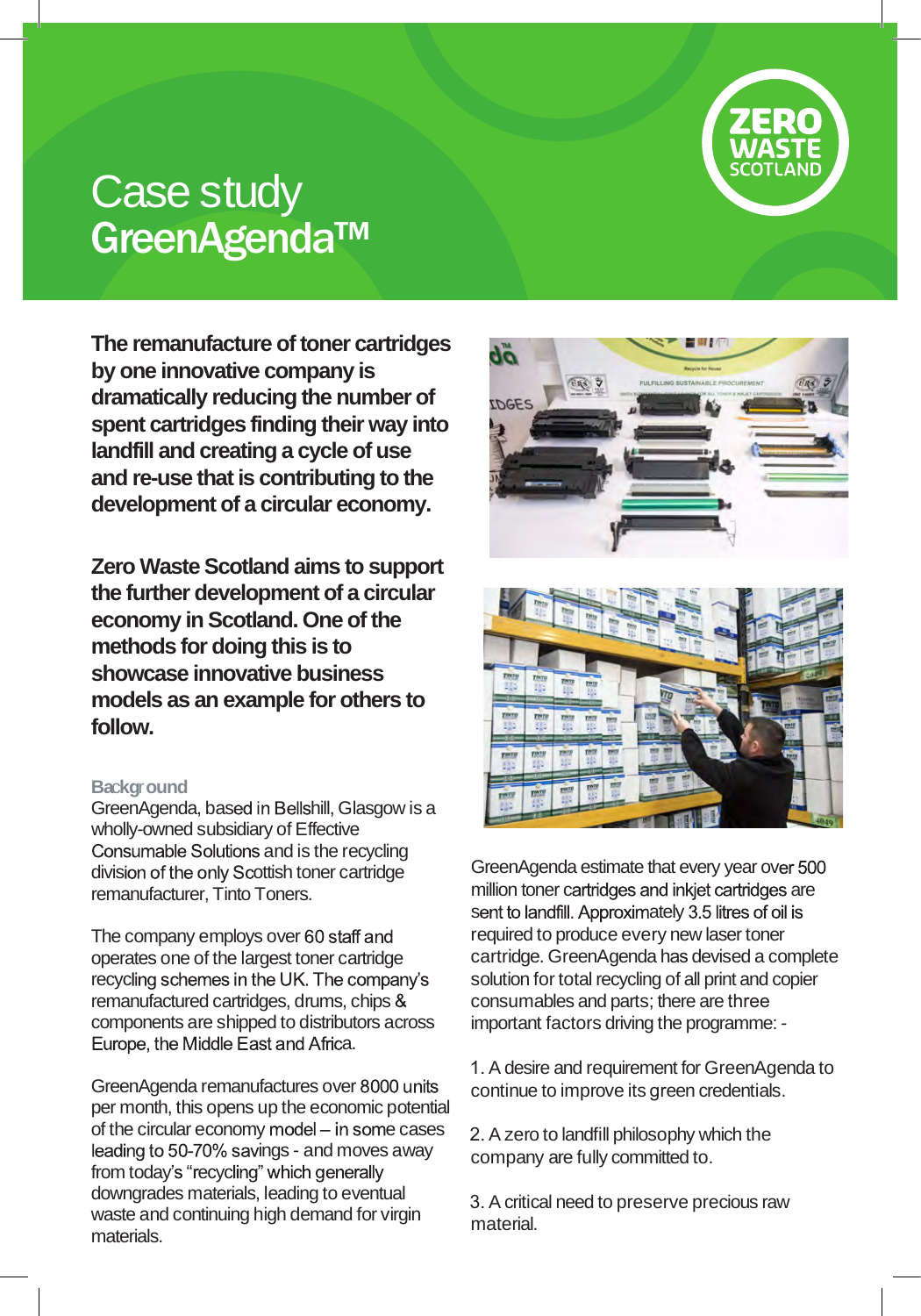# Case study
# GreenAgenda™

**The remanufacture of toner cartridges by one innovative company is dramatically reducing the number of spent cartridges finding their way into landfill and creating a cycle of use and re-use that is contributing to the development of a circular economy.**

**Zero Waste Scotland aims to support the further development of a circular economy in Scotland. One of the methods for doing this is to showcase innovative business models as an example for others to follow.**

### Background

GreenAgenda, based in Bellshill, Glasgow is a wholly-owned subsidiary of Effective Consumable Solutions and is the recycling division of the only Scottish toner cartridge remanufacturer, Tinto Toners.

The company employs over 60 staff and operates one of the largest toner cartridge recycling schemes in the UK. The company's remanufactured cartridges, drums, chips & components are shipped to distributors across Europe, the Middle East and Africa.

GreenAgenda remanufactures over 8000 units per month, this opens up the economic potential of the circular economy model – in some cases leading to 50-70% savings - and moves away from today's "recycling" which generally downgrades materials, leading to eventual waste and continuing high demand for virgin materials.

GreenAgenda estimate that every year over 500 million toner cartridges and inkjet cartridges are sent to landfill. Approximately 3.5 litres of oil is required to produce every new laser toner cartridge. GreenAgenda has devised a complete solution for total recycling of all print and copier consumables and parts; there are three important factors driving the programme: -

1. A desire and requirement for GreenAgenda to continue to improve its green credentials.

2. A zero to landfill philosophy which the company are fully committed to.

3. A critical need to preserve precious raw material.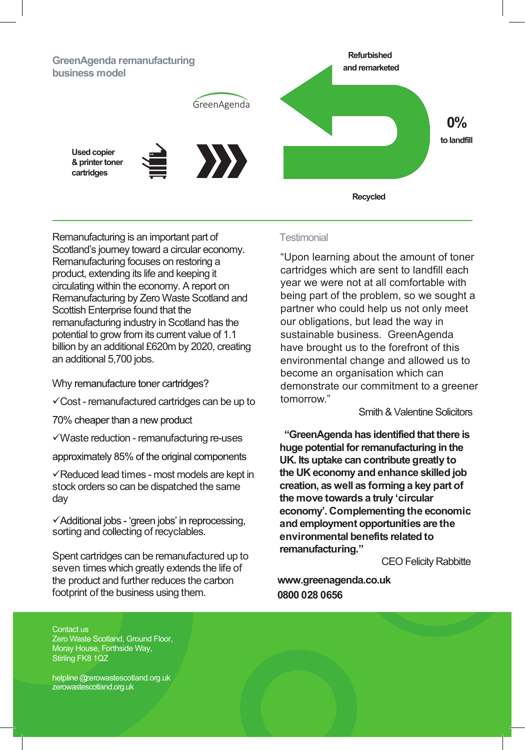## GreenAgenda remanufacturing business model

GreenAgenda

Used copier & printer toner cartridges

Refurbished and remarketed

0% to landfill

Recycled

Remanufacturing is an important part of Scotland's journey toward a circular economy. Remanufacturing focuses on restoring a product, extending its life and keeping it circulating within the economy. A report on Remanufacturing by Zero Waste Scotland and Scottish Enterprise found that the remanufacturing industry in Scotland has the potential to grow from its current value of 1.1 billion by an additional £620m by 2020, creating an additional 5,700 jobs.

Why remanufacture toner cartridges?

✓Cost - remanufactured cartridges can be up to 70% cheaper than a new product

✓Waste reduction - remanufacturing re-uses approximately 85% of the original components

✓Reduced lead times - most models are kept in stock orders so can be dispatched the same day

✓Additional jobs - 'green jobs' in reprocessing, sorting and collecting of recyclables.

Spent cartridges can be remanufactured up to seven times which greatly extends the life of the product and further reduces the carbon footprint of the business using them.

### Testimonial

"Upon learning about the amount of toner cartridges which are sent to landfill each year we were not at all comfortable with being part of the problem, so we sought a partner who could help us not only meet our obligations, but lead the way in sustainable business. GreenAgenda have brought us to the forefront of this environmental change and allowed us to become an organisation which can demonstrate our commitment to a greener tomorrow."

Smith & Valentine Solicitors

**"GreenAgenda has identified that there is huge potential for remanufacturing in the UK. Its uptake can contribute greatly to the UK economy and enhance skilled job creation, as well as forming a key part of the move towards a truly 'circular economy'. Complementing the economic and employment opportunities are the environmental benefits related to remanufacturing."**

CEO Felicity Rabbitte

**www.greenagenda.co.uk**
**0800 028 0656**

Contact us
Zero Waste Scotland, Ground Floor,
Moray House, Forthside Way,
Stirling FK8 1QZ

helpline@zerowastescotland.org.uk
zerowastescotland.org.uk